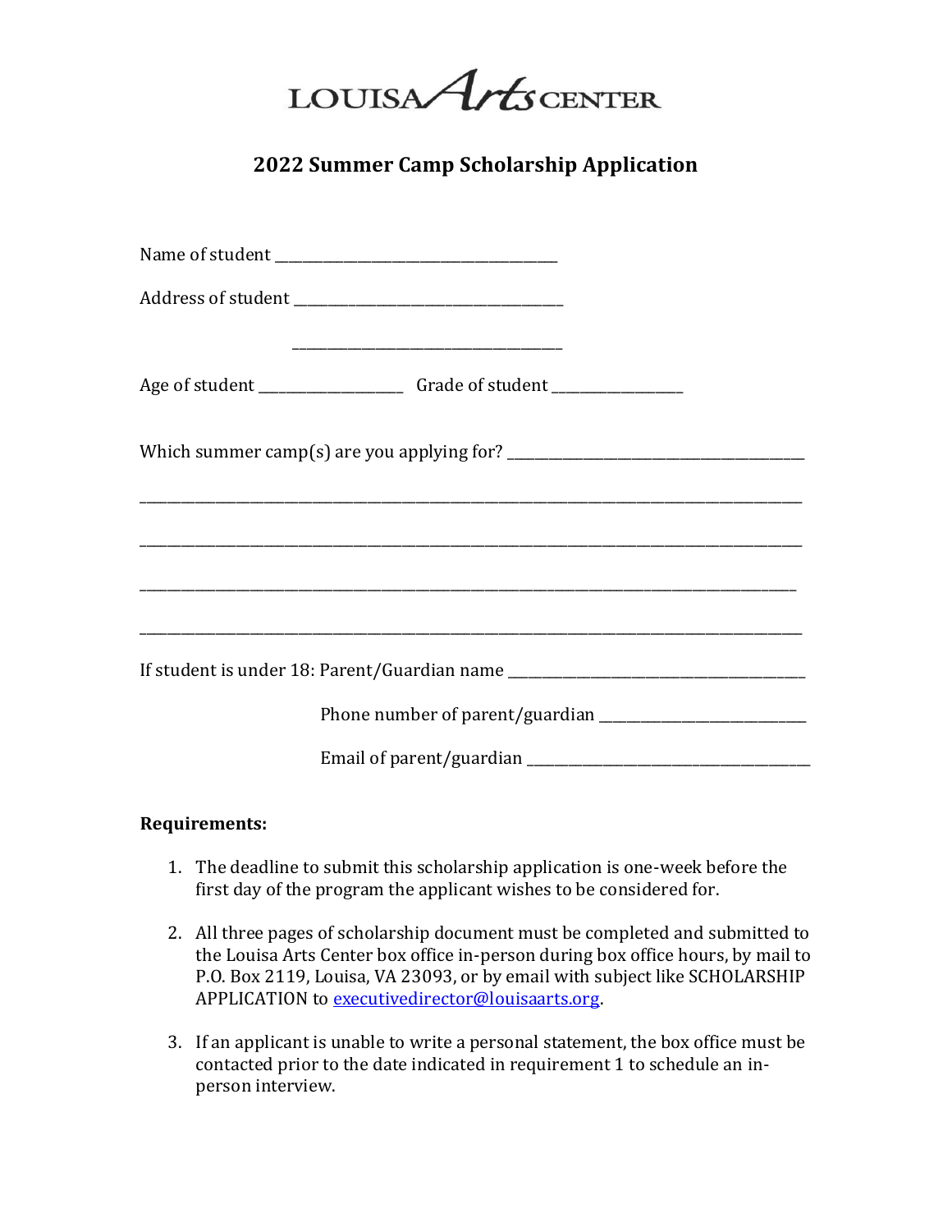LOUISA Arts CENTER

## 2022 Summer Camp Scholarship Application

Name of student ____________________________________

Address of student ___________________________________

___________________________________

Age of student ___________________ Grade of student _________________

Which summer camp(s) are you applying for? ______________________________________

_____________________________________________________________________________________

_____________________________________________________________________________________

_____________________________________________________________________________________

_____________________________________________________________________________________

If student is under 18: Parent/Guardian name ________________________________________

Phone number of parent/guardian ___________________________

Email of parent/guardian _____________________________________

**Requirements:**

1. The deadline to submit this scholarship application is one-week before the first day of the program the applicant wishes to be considered for.

2. All three pages of scholarship document must be completed and submitted to the Louisa Arts Center box office in-person during box office hours, by mail to P.O. Box 2119, Louisa, VA 23093, or by email with subject like SCHOLARSHIP APPLICATION to executivedirector@louisaarts.org.

3. If an applicant is unable to write a personal statement, the box office must be contacted prior to the date indicated in requirement 1 to schedule an in-person interview.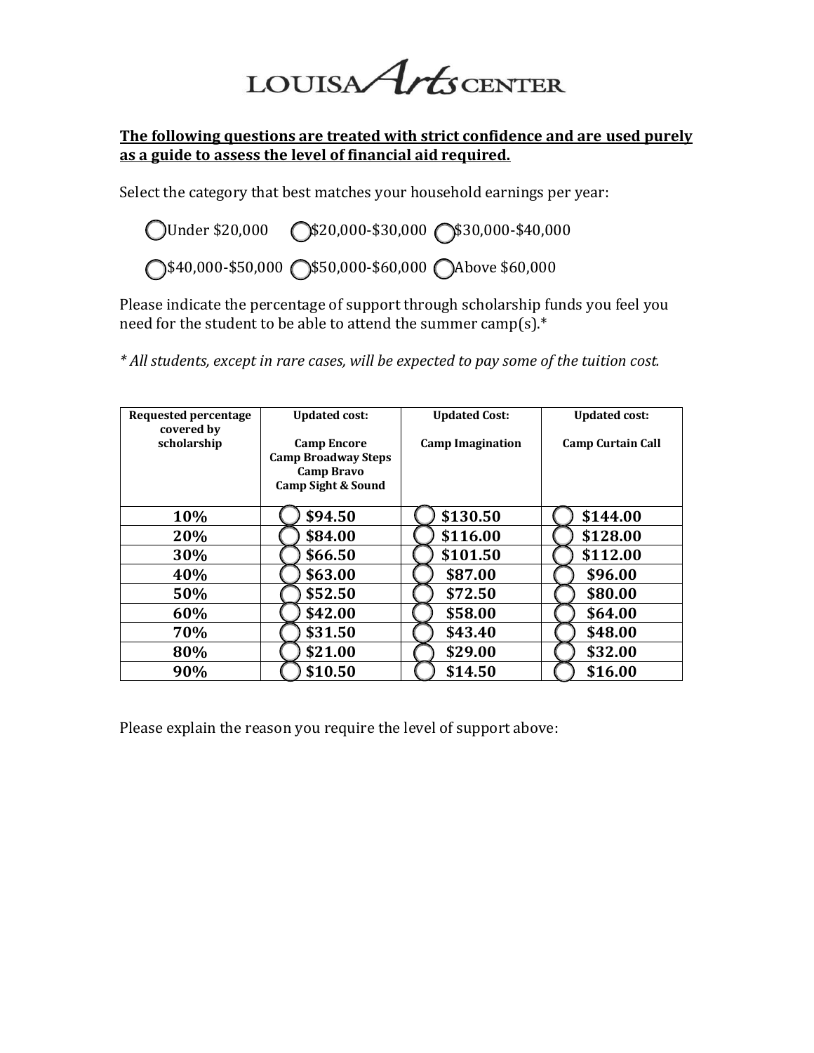LOUISA Arts CENTER

**The following questions are treated with strict confidence and are used purely as a guide to assess the level of financial aid required.**

Select the category that best matches your household earnings per year:

◯ Under $20,000 ◯ $20,000-$30,000 ◯ $30,000-$40,000

◯ $40,000-$50,000 ◯ $50,000-$60,000 ◯ Above $60,000

Please indicate the percentage of support through scholarship funds you feel you need for the student to be able to attend the summer camp(s).*

*\* All students, except in rare cases, will be expected to pay some of the tuition cost.*

| Requested percentage covered by scholarship | Updated cost: Camp Encore, Camp Broadway Steps, Camp Bravo, Camp Sight & Sound | Updated Cost: Camp Imagination | Updated cost: Camp Curtain Call |
|---|---|---|---|
| 10% | ◯ $94.50 | ◯ $130.50 | ◯ $144.00 |
| 20% | ◯ $84.00 | ◯ $116.00 | ◯ $128.00 |
| 30% | ◯ $66.50 | ◯ $101.50 | ◯ $112.00 |
| 40% | ◯ $63.00 | ◯ $87.00 | ◯ $96.00 |
| 50% | ◯ $52.50 | ◯ $72.50 | ◯ $80.00 |
| 60% | ◯ $42.00 | ◯ $58.00 | ◯ $64.00 |
| 70% | ◯ $31.50 | ◯ $43.40 | ◯ $48.00 |
| 80% | ◯ $21.00 | ◯ $29.00 | ◯ $32.00 |
| 90% | ◯ $10.50 | ◯ $14.50 | ◯ $16.00 |

Please explain the reason you require the level of support above: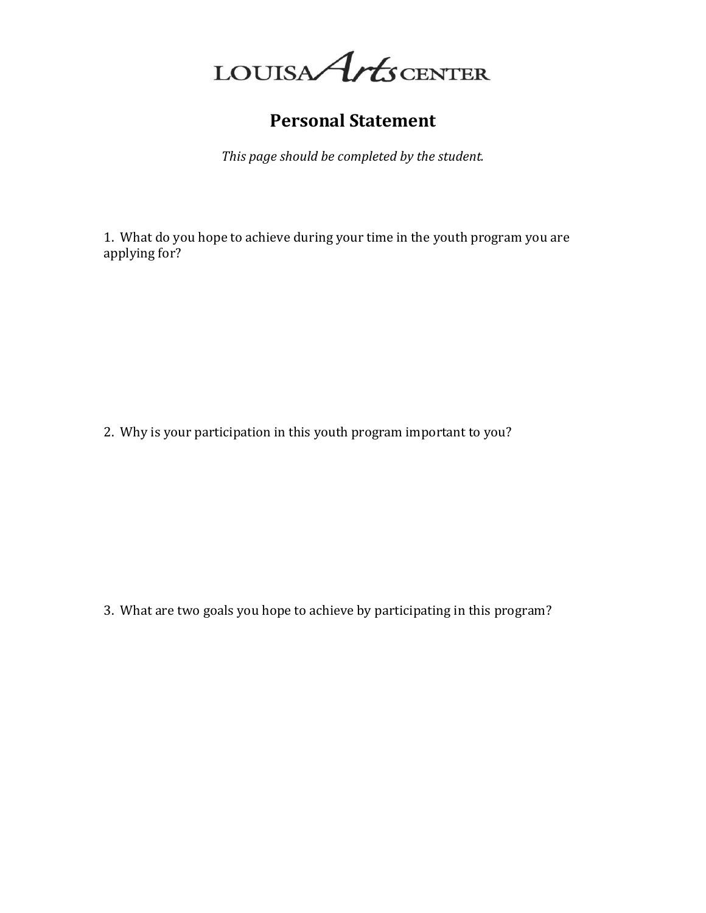LOUISA *Arts* CENTER

# Personal Statement

*This page should be completed by the student.*

1. What do you hope to achieve during your time in the youth program you are applying for?

2. Why is your participation in this youth program important to you?

3. What are two goals you hope to achieve by participating in this program?